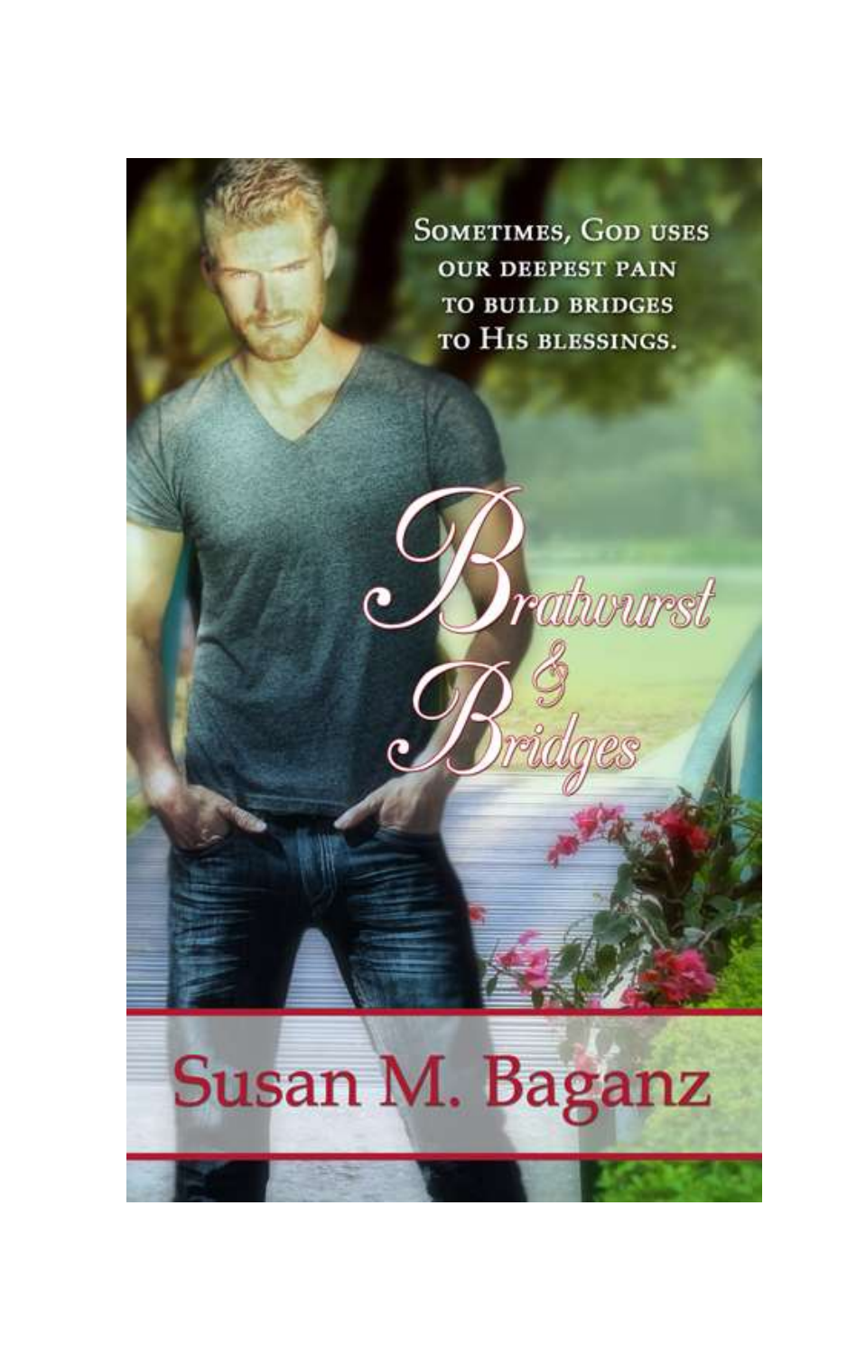Sometimes, God uses our deepest pain to build bridges to His blessings.

# Bratwurst & Bridges

Susan M. Baganz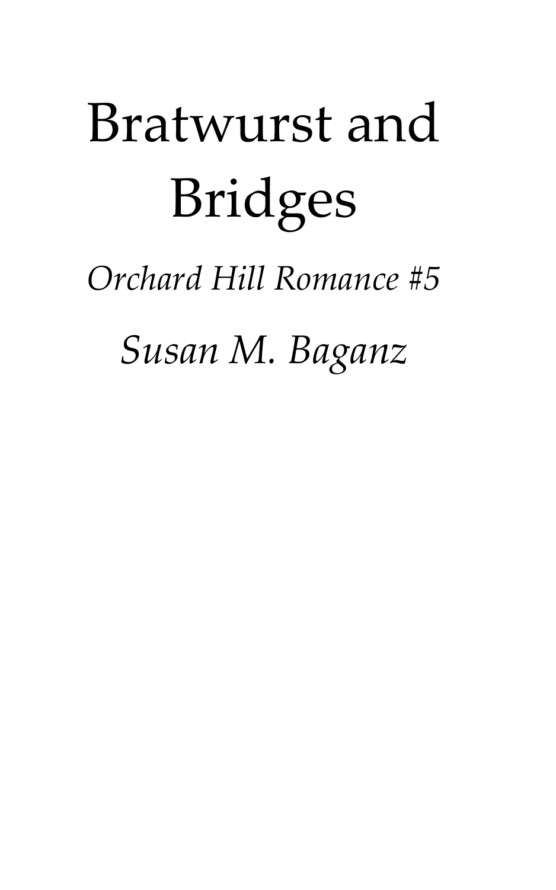# Bratwurst and Bridges

*Orchard Hill Romance #5*

*Susan M. Baganz*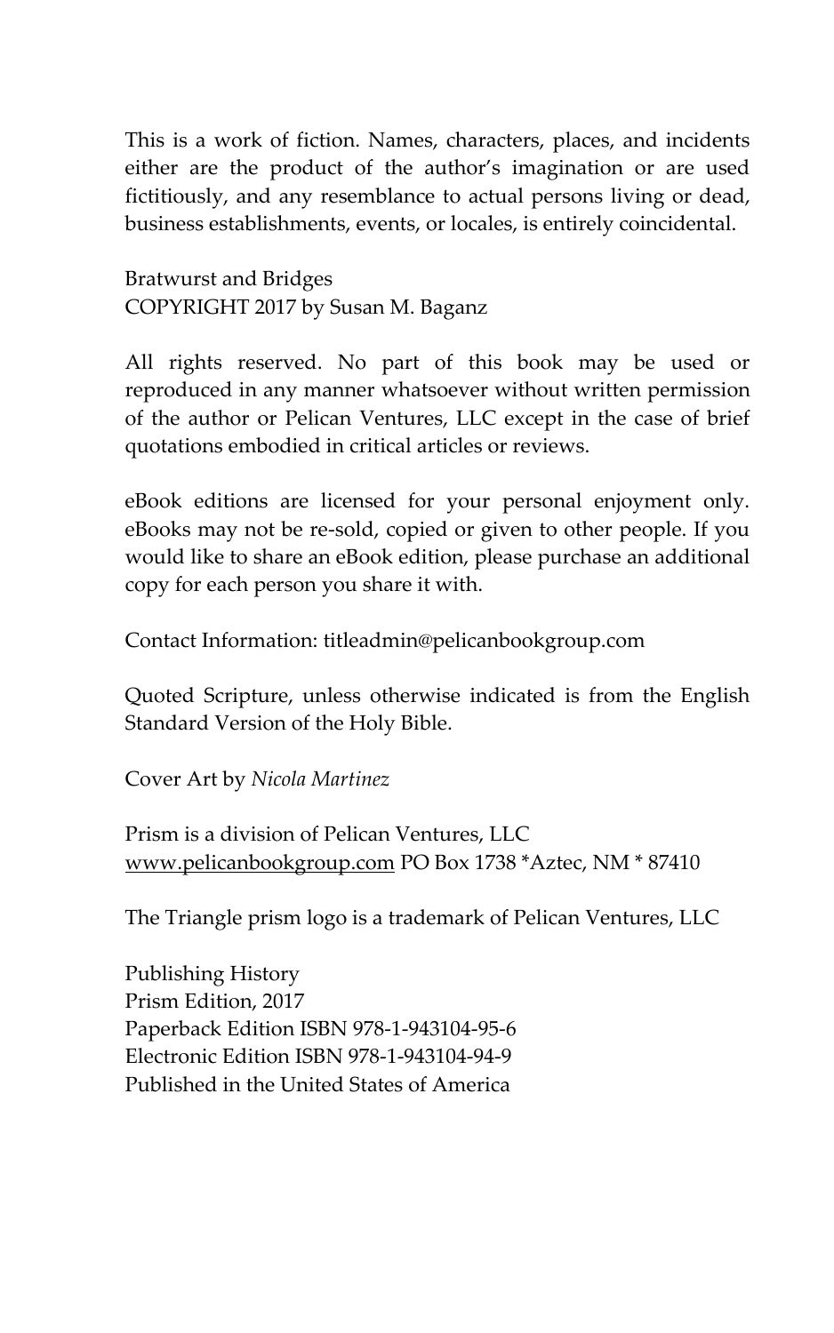This is a work of fiction. Names, characters, places, and incidents either are the product of the author's imagination or are used fictitiously, and any resemblance to actual persons living or dead, business establishments, events, or locales, is entirely coincidental.

Bratwurst and Bridges
COPYRIGHT 2017 by Susan M. Baganz

All rights reserved. No part of this book may be used or reproduced in any manner whatsoever without written permission of the author or Pelican Ventures, LLC except in the case of brief quotations embodied in critical articles or reviews.

eBook editions are licensed for your personal enjoyment only. eBooks may not be re-sold, copied or given to other people. If you would like to share an eBook edition, please purchase an additional copy for each person you share it with.

Contact Information: titleadmin@pelicanbookgroup.com

Quoted Scripture, unless otherwise indicated is from the English Standard Version of the Holy Bible.

Cover Art by *Nicola Martinez*

Prism is a division of Pelican Ventures, LLC
www.pelicanbookgroup.com PO Box 1738 *Aztec, NM * 87410

The Triangle prism logo is a trademark of Pelican Ventures, LLC

Publishing History
Prism Edition, 2017
Paperback Edition ISBN 978-1-943104-95-6
Electronic Edition ISBN 978-1-943104-94-9
Published in the United States of America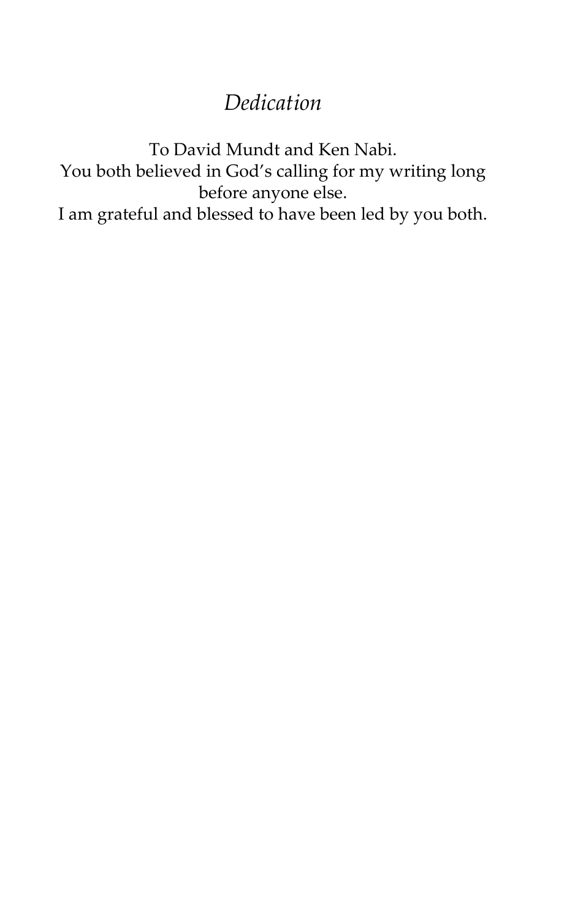# *Dedication*

To David Mundt and Ken Nabi.
You both believed in God's calling for my writing long before anyone else.
I am grateful and blessed to have been led by you both.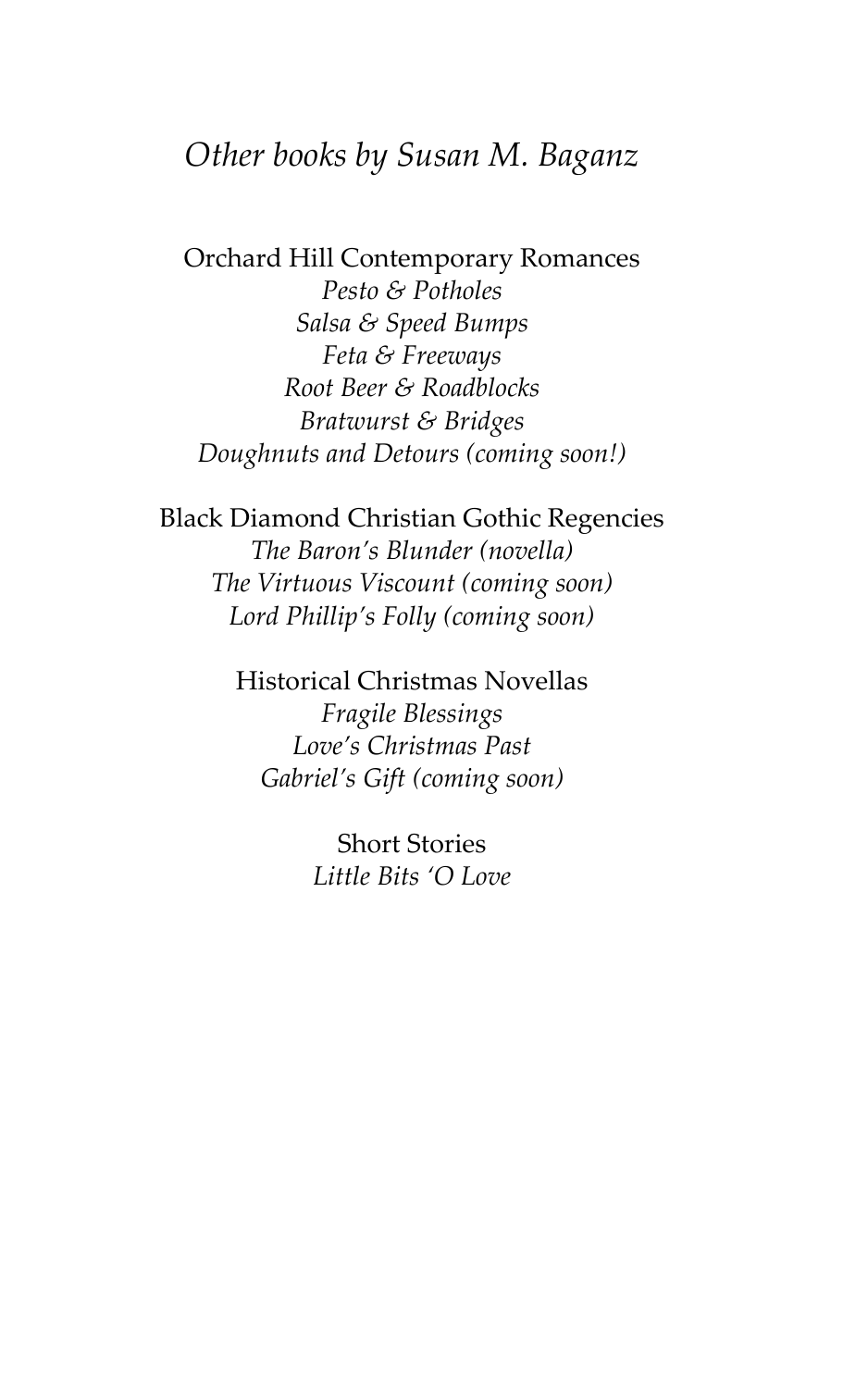*Other books by Susan M. Baganz*

Orchard Hill Contemporary Romances

*Pesto & Potholes*

*Salsa & Speed Bumps*

*Feta & Freeways*

*Root Beer & Roadblocks*

*Bratwurst & Bridges*

*Doughnuts and Detours (coming soon!)*

Black Diamond Christian Gothic Regencies

*The Baron's Blunder (novella)*

*The Virtuous Viscount (coming soon)*

*Lord Phillip's Folly (coming soon)*

Historical Christmas Novellas

*Fragile Blessings*

*Love's Christmas Past*

*Gabriel's Gift (coming soon)*

Short Stories

*Little Bits 'O Love*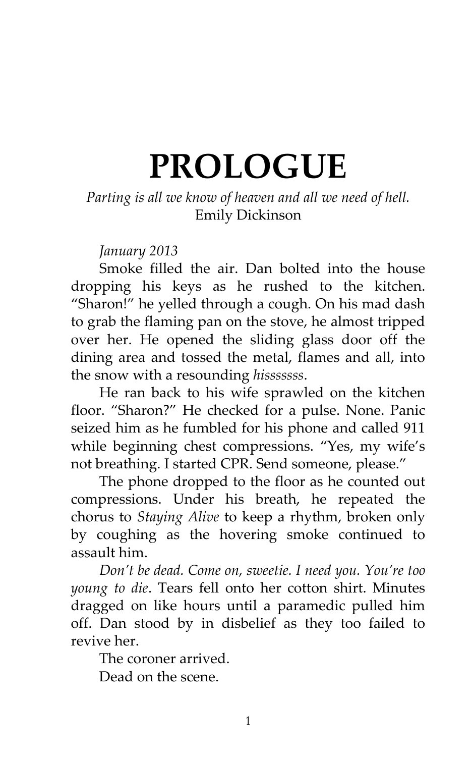# PROLOGUE

*Parting is all we know of heaven and all we need of hell.*
Emily Dickinson

*January 2013*

Smoke filled the air. Dan bolted into the house dropping his keys as he rushed to the kitchen. "Sharon!" he yelled through a cough. On his mad dash to grab the flaming pan on the stove, he almost tripped over her. He opened the sliding glass door off the dining area and tossed the metal, flames and all, into the snow with a resounding *hisssssss*.

He ran back to his wife sprawled on the kitchen floor. "Sharon?" He checked for a pulse. None. Panic seized him as he fumbled for his phone and called 911 while beginning chest compressions. "Yes, my wife's not breathing. I started CPR. Send someone, please."

The phone dropped to the floor as he counted out compressions. Under his breath, he repeated the chorus to *Staying Alive* to keep a rhythm, broken only by coughing as the hovering smoke continued to assault him.

*Don't be dead. Come on, sweetie. I need you. You're too young to die*. Tears fell onto her cotton shirt. Minutes dragged on like hours until a paramedic pulled him off. Dan stood by in disbelief as they too failed to revive her.

The coroner arrived.

Dead on the scene.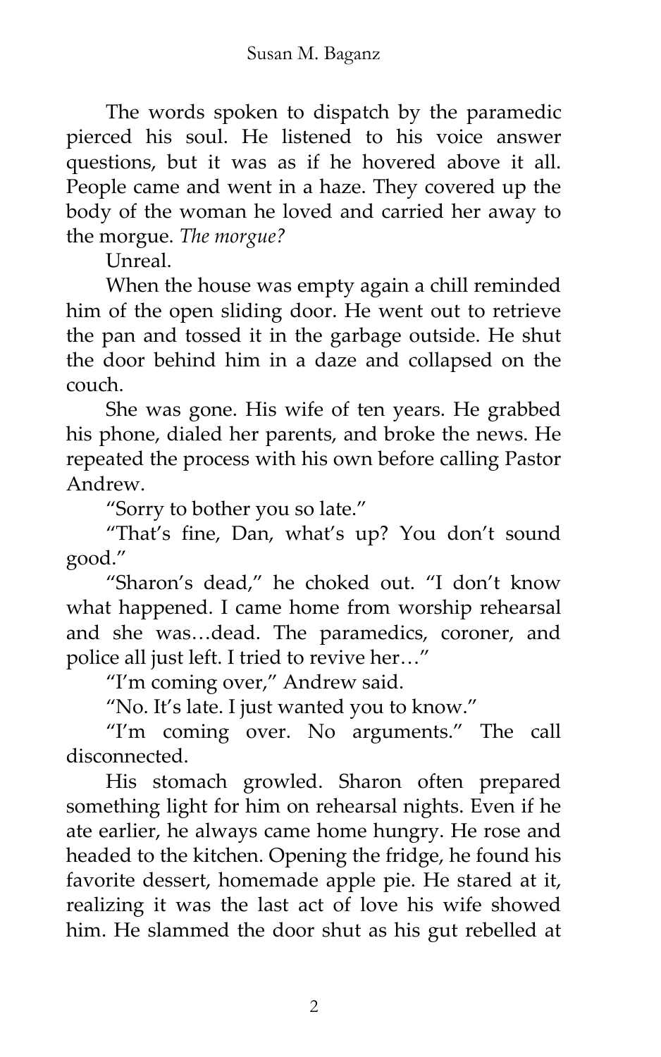The words spoken to dispatch by the paramedic pierced his soul. He listened to his voice answer questions, but it was as if he hovered above it all. People came and went in a haze. They covered up the body of the woman he loved and carried her away to the morgue. *The morgue?*

Unreal.

When the house was empty again a chill reminded him of the open sliding door. He went out to retrieve the pan and tossed it in the garbage outside. He shut the door behind him in a daze and collapsed on the couch.

She was gone. His wife of ten years. He grabbed his phone, dialed her parents, and broke the news. He repeated the process with his own before calling Pastor Andrew.

"Sorry to bother you so late."

"That's fine, Dan, what's up? You don't sound good."

"Sharon's dead," he choked out. "I don't know what happened. I came home from worship rehearsal and she was…dead. The paramedics, coroner, and police all just left. I tried to revive her…"

"I'm coming over," Andrew said.

"No. It's late. I just wanted you to know."

"I'm coming over. No arguments." The call disconnected.

His stomach growled. Sharon often prepared something light for him on rehearsal nights. Even if he ate earlier, he always came home hungry. He rose and headed to the kitchen. Opening the fridge, he found his favorite dessert, homemade apple pie. He stared at it, realizing it was the last act of love his wife showed him. He slammed the door shut as his gut rebelled at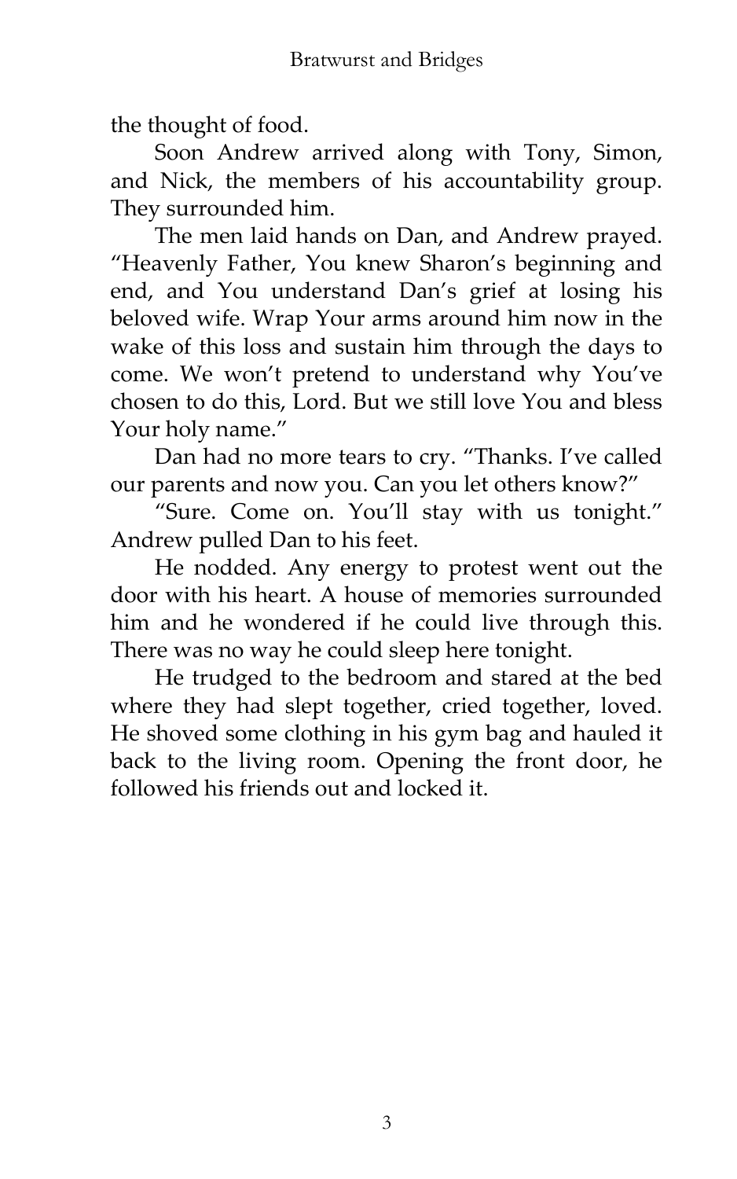the thought of food.

Soon Andrew arrived along with Tony, Simon, and Nick, the members of his accountability group. They surrounded him.

The men laid hands on Dan, and Andrew prayed. "Heavenly Father, You knew Sharon's beginning and end, and You understand Dan's grief at losing his beloved wife. Wrap Your arms around him now in the wake of this loss and sustain him through the days to come. We won't pretend to understand why You've chosen to do this, Lord. But we still love You and bless Your holy name."

Dan had no more tears to cry. "Thanks. I've called our parents and now you. Can you let others know?"

"Sure. Come on. You'll stay with us tonight." Andrew pulled Dan to his feet.

He nodded. Any energy to protest went out the door with his heart. A house of memories surrounded him and he wondered if he could live through this. There was no way he could sleep here tonight.

He trudged to the bedroom and stared at the bed where they had slept together, cried together, loved. He shoved some clothing in his gym bag and hauled it back to the living room. Opening the front door, he followed his friends out and locked it.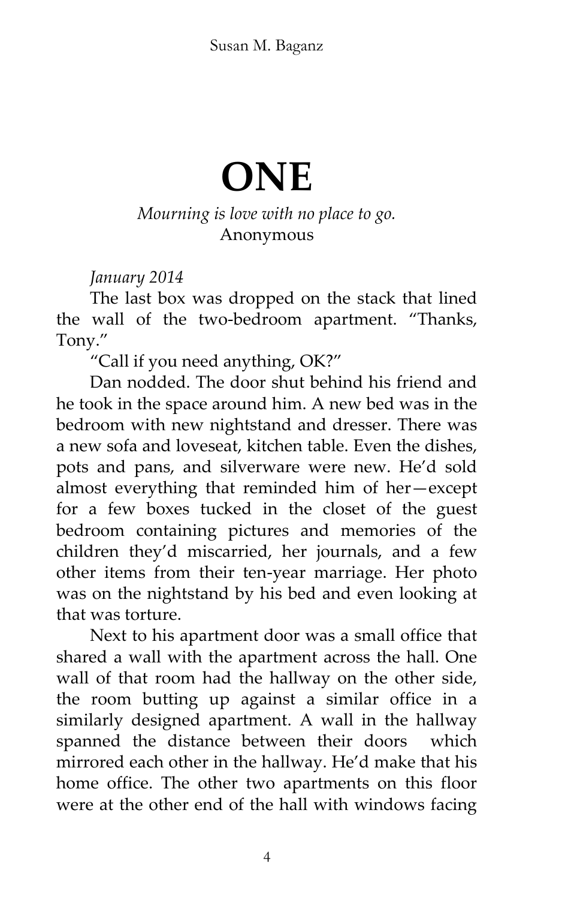# ONE

*Mourning is love with no place to go.*
Anonymous

*January 2014*

The last box was dropped on the stack that lined the wall of the two-bedroom apartment. "Thanks, Tony."

"Call if you need anything, OK?"

Dan nodded. The door shut behind his friend and he took in the space around him. A new bed was in the bedroom with new nightstand and dresser. There was a new sofa and loveseat, kitchen table. Even the dishes, pots and pans, and silverware were new. He'd sold almost everything that reminded him of her—except for a few boxes tucked in the closet of the guest bedroom containing pictures and memories of the children they'd miscarried, her journals, and a few other items from their ten-year marriage. Her photo was on the nightstand by his bed and even looking at that was torture.

Next to his apartment door was a small office that shared a wall with the apartment across the hall. One wall of that room had the hallway on the other side, the room butting up against a similar office in a similarly designed apartment. A wall in the hallway spanned the distance between their doors which mirrored each other in the hallway. He'd make that his home office. The other two apartments on this floor were at the other end of the hall with windows facing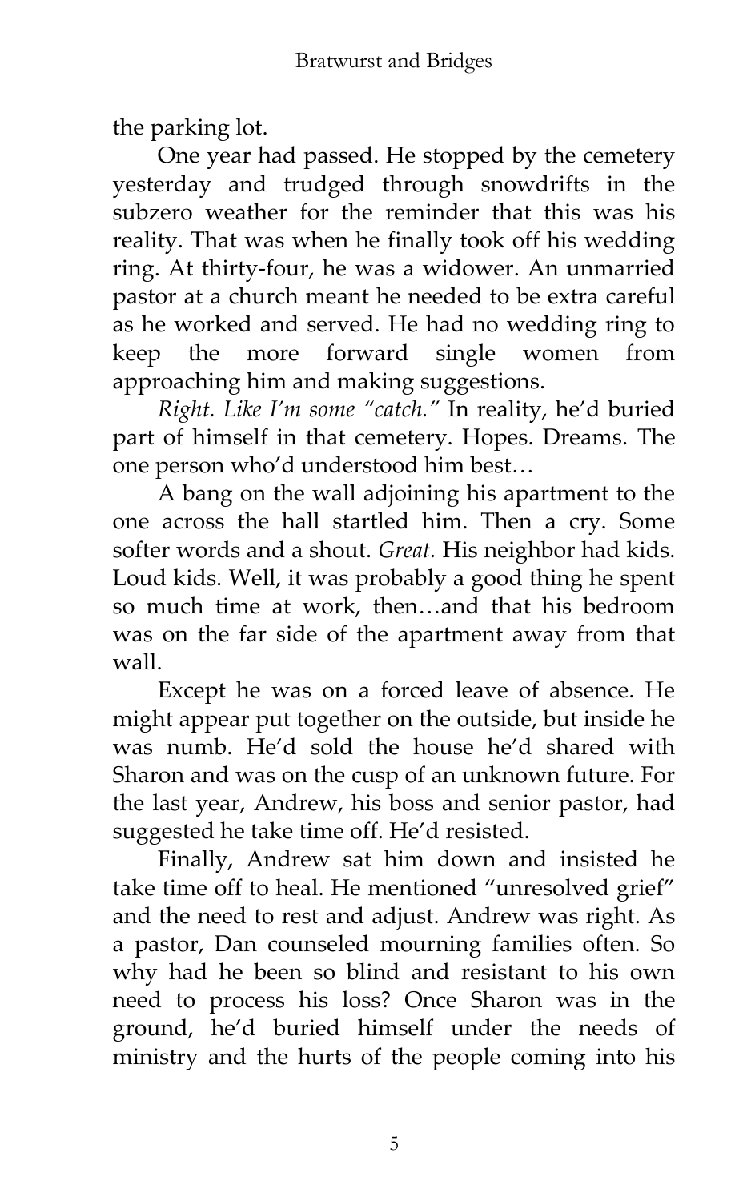the parking lot.

One year had passed. He stopped by the cemetery yesterday and trudged through snowdrifts in the subzero weather for the reminder that this was his reality. That was when he finally took off his wedding ring. At thirty-four, he was a widower. An unmarried pastor at a church meant he needed to be extra careful as he worked and served. He had no wedding ring to keep the more forward single women from approaching him and making suggestions.

*Right. Like I'm some "catch."* In reality, he'd buried part of himself in that cemetery. Hopes. Dreams. The one person who'd understood him best…

A bang on the wall adjoining his apartment to the one across the hall startled him. Then a cry. Some softer words and a shout. *Great.* His neighbor had kids. Loud kids. Well, it was probably a good thing he spent so much time at work, then…and that his bedroom was on the far side of the apartment away from that wall.

Except he was on a forced leave of absence. He might appear put together on the outside, but inside he was numb. He'd sold the house he'd shared with Sharon and was on the cusp of an unknown future. For the last year, Andrew, his boss and senior pastor, had suggested he take time off. He'd resisted.

Finally, Andrew sat him down and insisted he take time off to heal. He mentioned "unresolved grief" and the need to rest and adjust. Andrew was right. As a pastor, Dan counseled mourning families often. So why had he been so blind and resistant to his own need to process his loss? Once Sharon was in the ground, he'd buried himself under the needs of ministry and the hurts of the people coming into his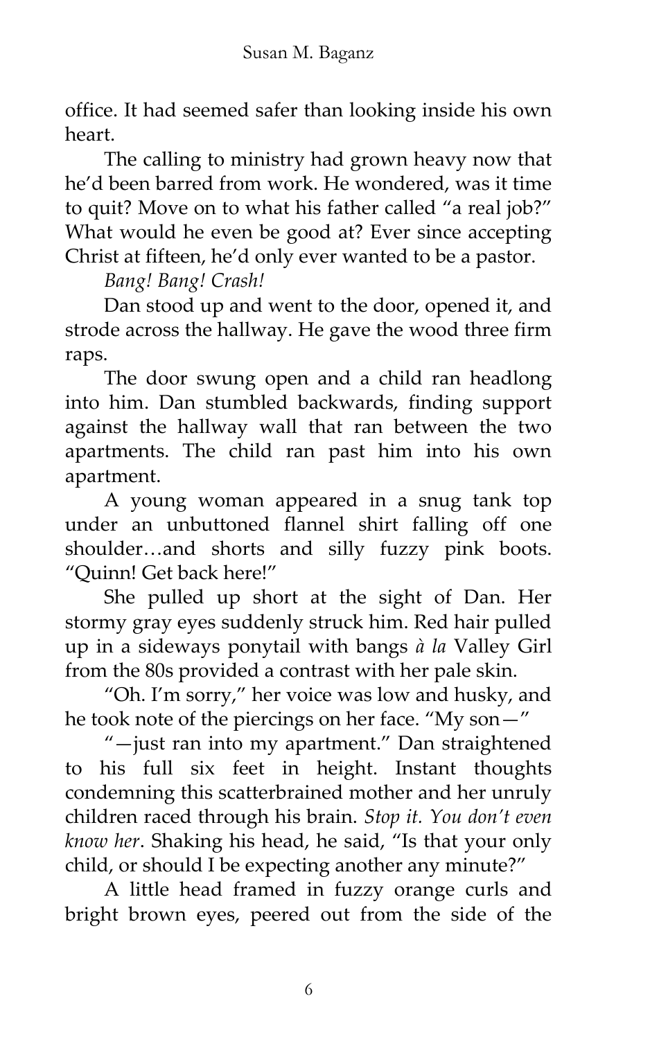office. It had seemed safer than looking inside his own heart.

The calling to ministry had grown heavy now that he'd been barred from work. He wondered, was it time to quit? Move on to what his father called "a real job?" What would he even be good at? Ever since accepting Christ at fifteen, he'd only ever wanted to be a pastor.

*Bang! Bang! Crash!*

Dan stood up and went to the door, opened it, and strode across the hallway. He gave the wood three firm raps.

The door swung open and a child ran headlong into him. Dan stumbled backwards, finding support against the hallway wall that ran between the two apartments. The child ran past him into his own apartment.

A young woman appeared in a snug tank top under an unbuttoned flannel shirt falling off one shoulder…and shorts and silly fuzzy pink boots. "Quinn! Get back here!"

She pulled up short at the sight of Dan. Her stormy gray eyes suddenly struck him. Red hair pulled up in a sideways ponytail with bangs *à la* Valley Girl from the 80s provided a contrast with her pale skin.

"Oh. I'm sorry," her voice was low and husky, and he took note of the piercings on her face. "My son—"

"—just ran into my apartment." Dan straightened to his full six feet in height. Instant thoughts condemning this scatterbrained mother and her unruly children raced through his brain. *Stop it. You don't even know her*. Shaking his head, he said, "Is that your only child, or should I be expecting another any minute?"

A little head framed in fuzzy orange curls and bright brown eyes, peered out from the side of the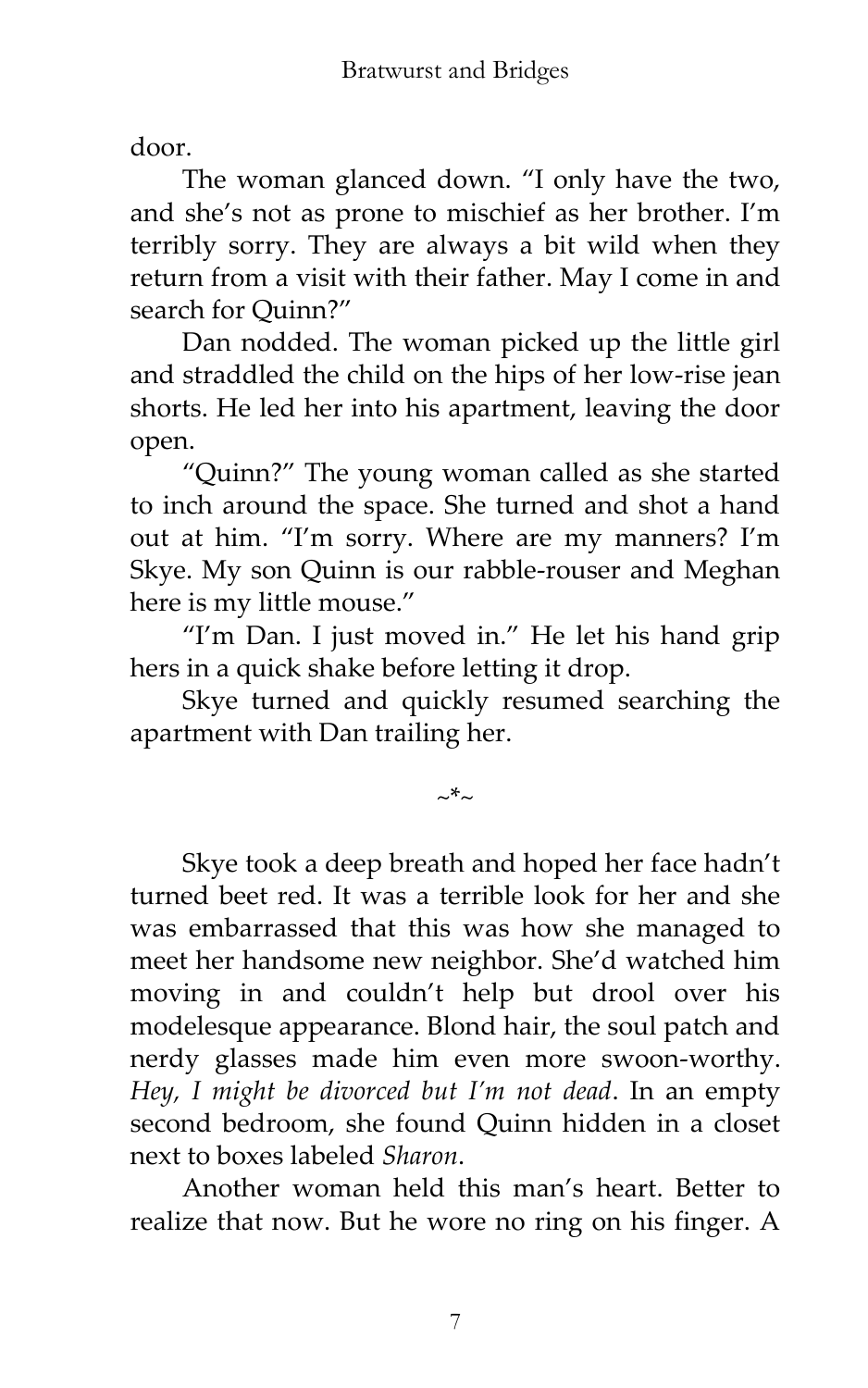door.

The woman glanced down. "I only have the two, and she's not as prone to mischief as her brother. I'm terribly sorry. They are always a bit wild when they return from a visit with their father. May I come in and search for Quinn?"

Dan nodded. The woman picked up the little girl and straddled the child on the hips of her low-rise jean shorts. He led her into his apartment, leaving the door open.

"Quinn?" The young woman called as she started to inch around the space. She turned and shot a hand out at him. "I'm sorry. Where are my manners? I'm Skye. My son Quinn is our rabble-rouser and Meghan here is my little mouse."

"I'm Dan. I just moved in." He let his hand grip hers in a quick shake before letting it drop.

Skye turned and quickly resumed searching the apartment with Dan trailing her.

~*~

Skye took a deep breath and hoped her face hadn't turned beet red. It was a terrible look for her and she was embarrassed that this was how she managed to meet her handsome new neighbor. She'd watched him moving in and couldn't help but drool over his modelesque appearance. Blond hair, the soul patch and nerdy glasses made him even more swoon-worthy. *Hey, I might be divorced but I'm not dead*. In an empty second bedroom, she found Quinn hidden in a closet next to boxes labeled *Sharon*.

Another woman held this man's heart. Better to realize that now. But he wore no ring on his finger. A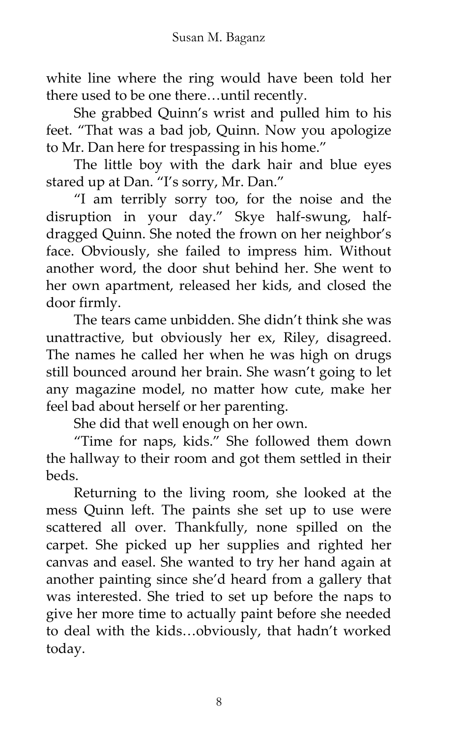white line where the ring would have been told her there used to be one there…until recently.

She grabbed Quinn's wrist and pulled him to his feet. "That was a bad job, Quinn. Now you apologize to Mr. Dan here for trespassing in his home."

The little boy with the dark hair and blue eyes stared up at Dan. "I's sorry, Mr. Dan."

"I am terribly sorry too, for the noise and the disruption in your day." Skye half-swung, half-dragged Quinn. She noted the frown on her neighbor's face. Obviously, she failed to impress him. Without another word, the door shut behind her. She went to her own apartment, released her kids, and closed the door firmly.

The tears came unbidden. She didn't think she was unattractive, but obviously her ex, Riley, disagreed. The names he called her when he was high on drugs still bounced around her brain. She wasn't going to let any magazine model, no matter how cute, make her feel bad about herself or her parenting.

She did that well enough on her own.

"Time for naps, kids." She followed them down the hallway to their room and got them settled in their beds.

Returning to the living room, she looked at the mess Quinn left. The paints she set up to use were scattered all over. Thankfully, none spilled on the carpet. She picked up her supplies and righted her canvas and easel. She wanted to try her hand again at another painting since she'd heard from a gallery that was interested. She tried to set up before the naps to give her more time to actually paint before she needed to deal with the kids…obviously, that hadn't worked today.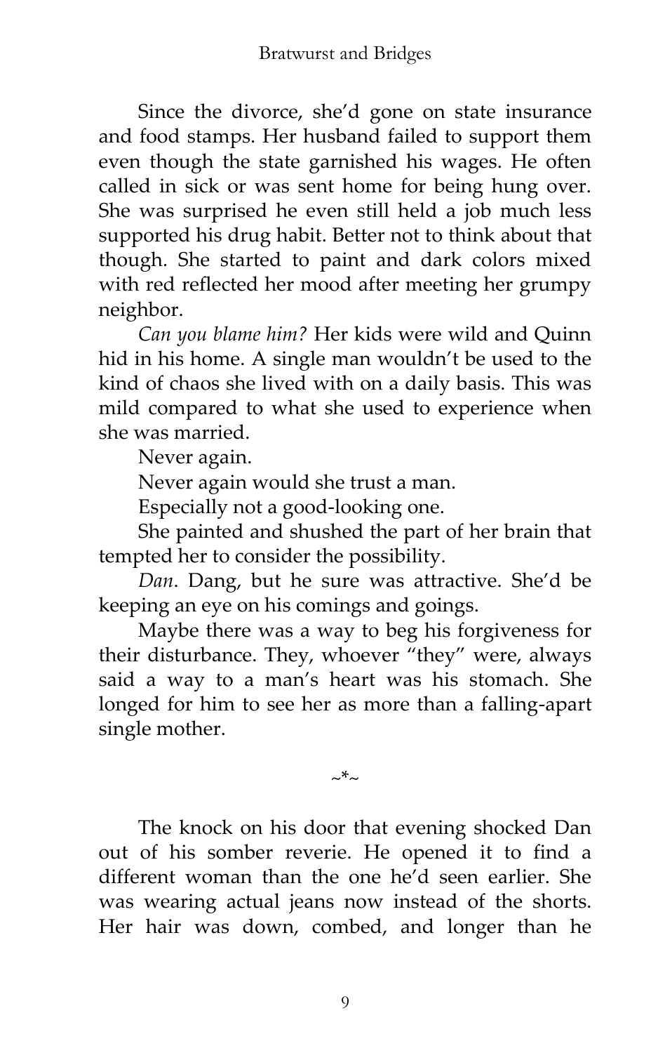Since the divorce, she'd gone on state insurance and food stamps. Her husband failed to support them even though the state garnished his wages. He often called in sick or was sent home for being hung over. She was surprised he even still held a job much less supported his drug habit. Better not to think about that though. She started to paint and dark colors mixed with red reflected her mood after meeting her grumpy neighbor.

*Can you blame him?* Her kids were wild and Quinn hid in his home. A single man wouldn't be used to the kind of chaos she lived with on a daily basis. This was mild compared to what she used to experience when she was married.

Never again.

Never again would she trust a man.

Especially not a good-looking one.

She painted and shushed the part of her brain that tempted her to consider the possibility.

*Dan*. Dang, but he sure was attractive. She'd be keeping an eye on his comings and goings.

Maybe there was a way to beg his forgiveness for their disturbance. They, whoever "they" were, always said a way to a man's heart was his stomach. She longed for him to see her as more than a falling-apart single mother.

~*~

The knock on his door that evening shocked Dan out of his somber reverie. He opened it to find a different woman than the one he'd seen earlier. She was wearing actual jeans now instead of the shorts. Her hair was down, combed, and longer than he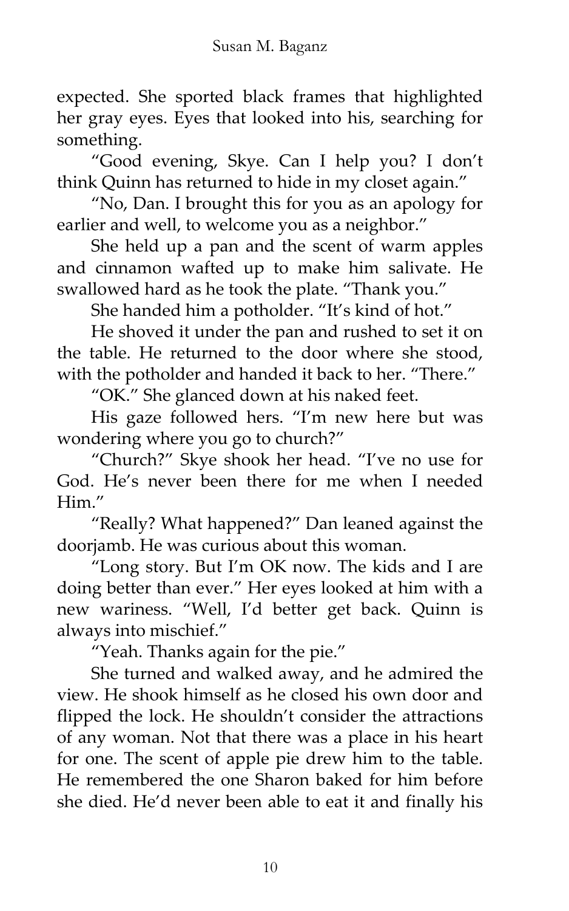expected. She sported black frames that highlighted her gray eyes. Eyes that looked into his, searching for something.

"Good evening, Skye. Can I help you? I don't think Quinn has returned to hide in my closet again."

"No, Dan. I brought this for you as an apology for earlier and well, to welcome you as a neighbor."

She held up a pan and the scent of warm apples and cinnamon wafted up to make him salivate. He swallowed hard as he took the plate. "Thank you."

She handed him a potholder. "It's kind of hot."

He shoved it under the pan and rushed to set it on the table. He returned to the door where she stood, with the potholder and handed it back to her. "There."

"OK." She glanced down at his naked feet.

His gaze followed hers. "I'm new here but was wondering where you go to church?"

"Church?" Skye shook her head. "I've no use for God. He's never been there for me when I needed Him."

"Really? What happened?" Dan leaned against the doorjamb. He was curious about this woman.

"Long story. But I'm OK now. The kids and I are doing better than ever." Her eyes looked at him with a new wariness. "Well, I'd better get back. Quinn is always into mischief."

"Yeah. Thanks again for the pie."

She turned and walked away, and he admired the view. He shook himself as he closed his own door and flipped the lock. He shouldn't consider the attractions of any woman. Not that there was a place in his heart for one. The scent of apple pie drew him to the table. He remembered the one Sharon baked for him before she died. He'd never been able to eat it and finally his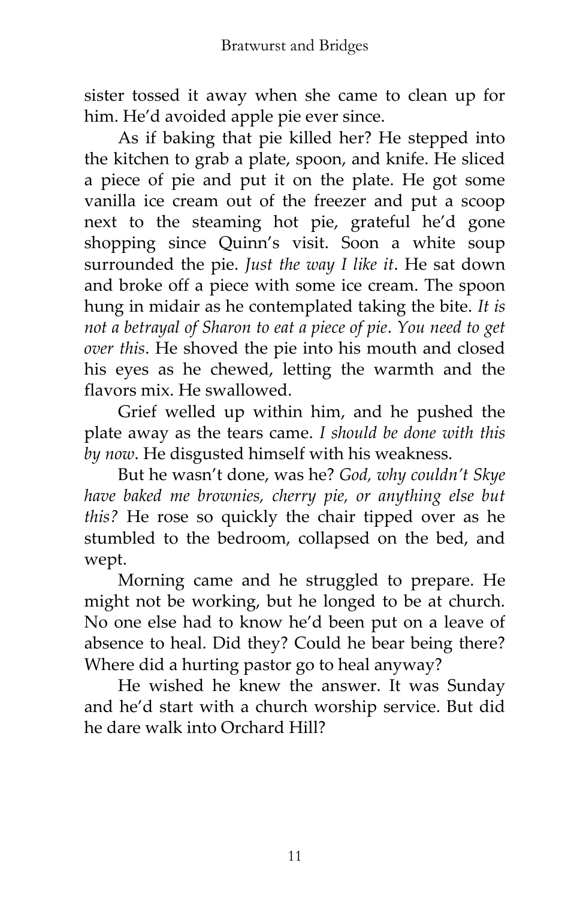sister tossed it away when she came to clean up for him. He'd avoided apple pie ever since.

As if baking that pie killed her? He stepped into the kitchen to grab a plate, spoon, and knife. He sliced a piece of pie and put it on the plate. He got some vanilla ice cream out of the freezer and put a scoop next to the steaming hot pie, grateful he'd gone shopping since Quinn's visit. Soon a white soup surrounded the pie. *Just the way I like it*. He sat down and broke off a piece with some ice cream. The spoon hung in midair as he contemplated taking the bite. *It is not a betrayal of Sharon to eat a piece of pie*. *You need to get over this*. He shoved the pie into his mouth and closed his eyes as he chewed, letting the warmth and the flavors mix. He swallowed.

Grief welled up within him, and he pushed the plate away as the tears came. *I should be done with this by now*. He disgusted himself with his weakness.

But he wasn't done, was he? *God, why couldn't Skye have baked me brownies, cherry pie, or anything else but this?* He rose so quickly the chair tipped over as he stumbled to the bedroom, collapsed on the bed, and wept.

Morning came and he struggled to prepare. He might not be working, but he longed to be at church. No one else had to know he'd been put on a leave of absence to heal. Did they? Could he bear being there? Where did a hurting pastor go to heal anyway?

He wished he knew the answer. It was Sunday and he'd start with a church worship service. But did he dare walk into Orchard Hill?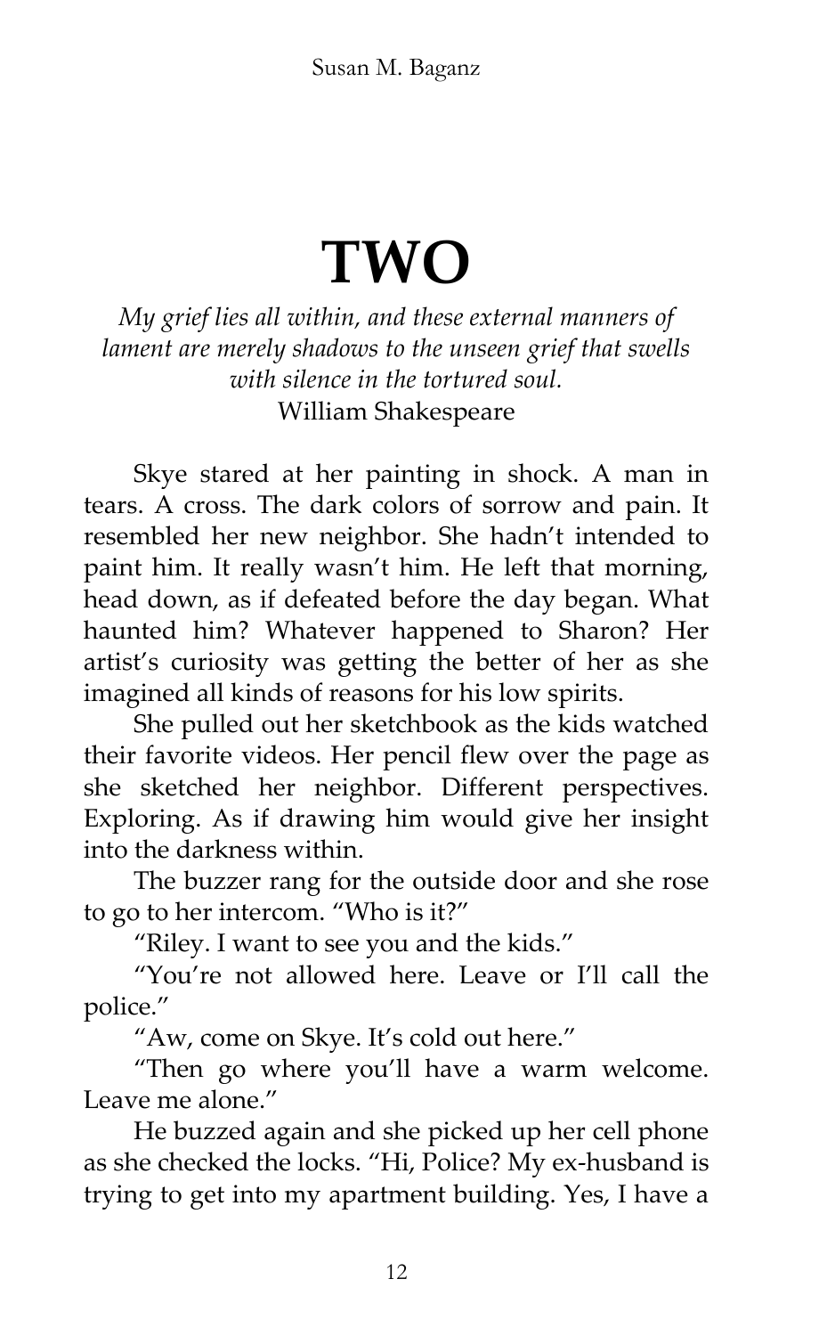# TWO

*My grief lies all within, and these external manners of lament are merely shadows to the unseen grief that swells with silence in the tortured soul.*
William Shakespeare

Skye stared at her painting in shock. A man in tears. A cross. The dark colors of sorrow and pain. It resembled her new neighbor. She hadn't intended to paint him. It really wasn't him. He left that morning, head down, as if defeated before the day began. What haunted him? Whatever happened to Sharon? Her artist's curiosity was getting the better of her as she imagined all kinds of reasons for his low spirits.

She pulled out her sketchbook as the kids watched their favorite videos. Her pencil flew over the page as she sketched her neighbor. Different perspectives. Exploring. As if drawing him would give her insight into the darkness within.

The buzzer rang for the outside door and she rose to go to her intercom. "Who is it?"

"Riley. I want to see you and the kids."

"You're not allowed here. Leave or I'll call the police."

"Aw, come on Skye. It's cold out here."

"Then go where you'll have a warm welcome. Leave me alone."

He buzzed again and she picked up her cell phone as she checked the locks. "Hi, Police? My ex-husband is trying to get into my apartment building. Yes, I have a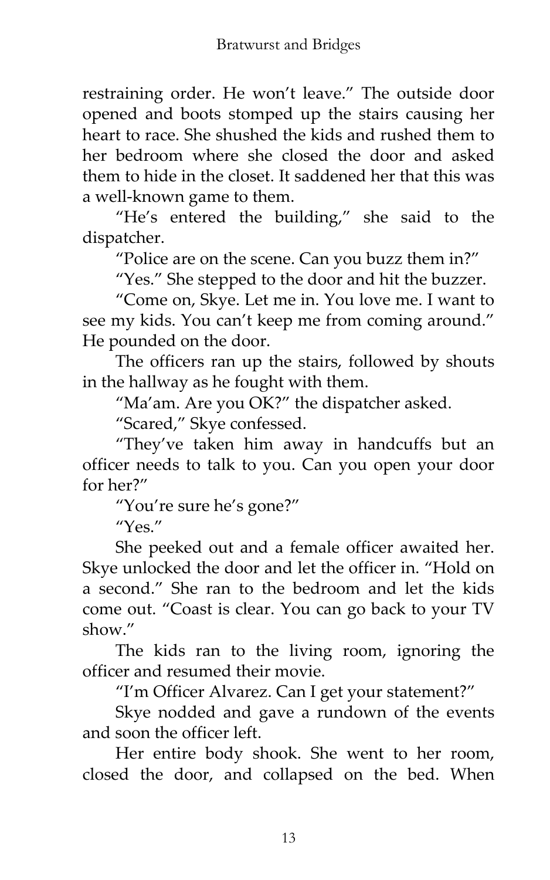restraining order. He won't leave." The outside door opened and boots stomped up the stairs causing her heart to race. She shushed the kids and rushed them to her bedroom where she closed the door and asked them to hide in the closet. It saddened her that this was a well-known game to them.

"He's entered the building," she said to the dispatcher.

"Police are on the scene. Can you buzz them in?"

"Yes." She stepped to the door and hit the buzzer.

"Come on, Skye. Let me in. You love me. I want to see my kids. You can't keep me from coming around." He pounded on the door.

The officers ran up the stairs, followed by shouts in the hallway as he fought with them.

"Ma'am. Are you OK?" the dispatcher asked.

"Scared," Skye confessed.

"They've taken him away in handcuffs but an officer needs to talk to you. Can you open your door for her?"

"You're sure he's gone?"

"Yes."

She peeked out and a female officer awaited her. Skye unlocked the door and let the officer in. "Hold on a second." She ran to the bedroom and let the kids come out. "Coast is clear. You can go back to your TV show."

The kids ran to the living room, ignoring the officer and resumed their movie.

"I'm Officer Alvarez. Can I get your statement?"

Skye nodded and gave a rundown of the events and soon the officer left.

Her entire body shook. She went to her room, closed the door, and collapsed on the bed. When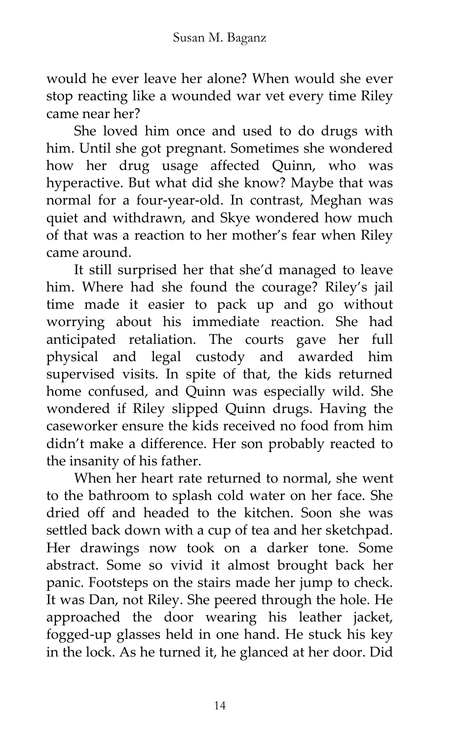would he ever leave her alone? When would she ever stop reacting like a wounded war vet every time Riley came near her?

She loved him once and used to do drugs with him. Until she got pregnant. Sometimes she wondered how her drug usage affected Quinn, who was hyperactive. But what did she know? Maybe that was normal for a four-year-old. In contrast, Meghan was quiet and withdrawn, and Skye wondered how much of that was a reaction to her mother's fear when Riley came around.

It still surprised her that she'd managed to leave him. Where had she found the courage? Riley's jail time made it easier to pack up and go without worrying about his immediate reaction. She had anticipated retaliation. The courts gave her full physical and legal custody and awarded him supervised visits. In spite of that, the kids returned home confused, and Quinn was especially wild. She wondered if Riley slipped Quinn drugs. Having the caseworker ensure the kids received no food from him didn't make a difference. Her son probably reacted to the insanity of his father.

When her heart rate returned to normal, she went to the bathroom to splash cold water on her face. She dried off and headed to the kitchen. Soon she was settled back down with a cup of tea and her sketchpad. Her drawings now took on a darker tone. Some abstract. Some so vivid it almost brought back her panic. Footsteps on the stairs made her jump to check. It was Dan, not Riley. She peered through the hole. He approached the door wearing his leather jacket, fogged-up glasses held in one hand. He stuck his key in the lock. As he turned it, he glanced at her door. Did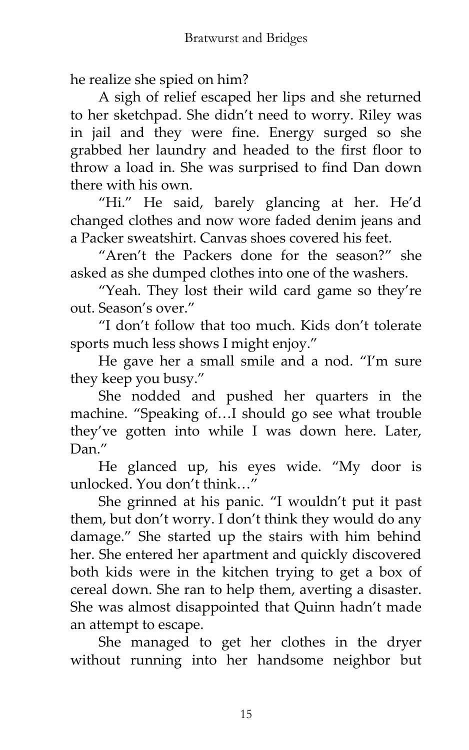he realize she spied on him?

A sigh of relief escaped her lips and she returned to her sketchpad. She didn't need to worry. Riley was in jail and they were fine. Energy surged so she grabbed her laundry and headed to the first floor to throw a load in. She was surprised to find Dan down there with his own.

"Hi." He said, barely glancing at her. He'd changed clothes and now wore faded denim jeans and a Packer sweatshirt. Canvas shoes covered his feet.

"Aren't the Packers done for the season?" she asked as she dumped clothes into one of the washers.

"Yeah. They lost their wild card game so they're out. Season's over."

"I don't follow that too much. Kids don't tolerate sports much less shows I might enjoy."

He gave her a small smile and a nod. "I'm sure they keep you busy."

She nodded and pushed her quarters in the machine. "Speaking of…I should go see what trouble they've gotten into while I was down here. Later, Dan."

He glanced up, his eyes wide. "My door is unlocked. You don't think…"

She grinned at his panic. "I wouldn't put it past them, but don't worry. I don't think they would do any damage." She started up the stairs with him behind her. She entered her apartment and quickly discovered both kids were in the kitchen trying to get a box of cereal down. She ran to help them, averting a disaster. She was almost disappointed that Quinn hadn't made an attempt to escape.

She managed to get her clothes in the dryer without running into her handsome neighbor but